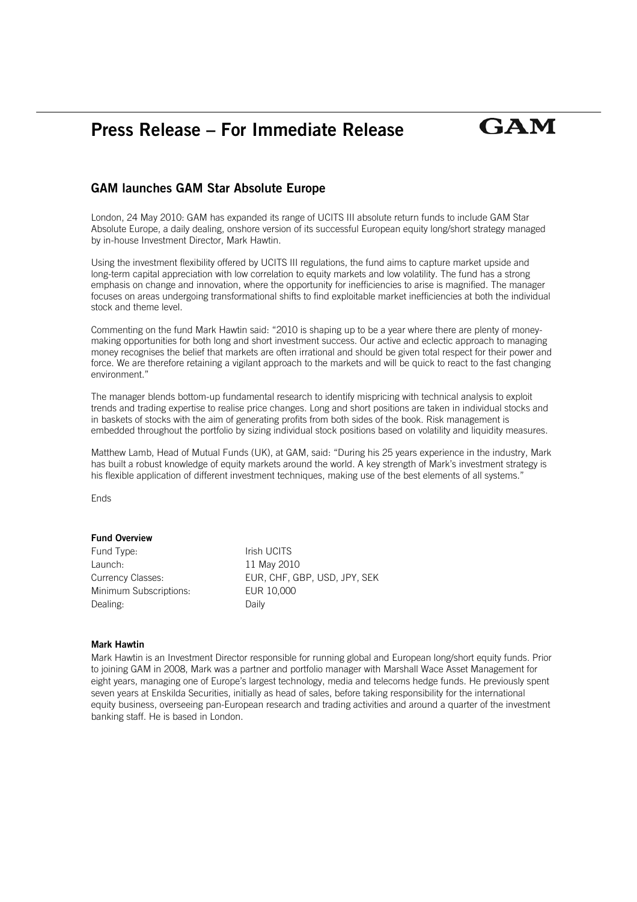# Press Release – For Immediate Release

GAM

## GAM launches GAM Star Absolute Europe

London, 24 May 2010: GAM has expanded its range of UCITS III absolute return funds to include GAM Star Absolute Europe, a daily dealing, onshore version of its successful European equity long/short strategy managed by in-house Investment Director, Mark Hawtin.

Using the investment flexibility offered by UCITS III regulations, the fund aims to capture market upside and long-term capital appreciation with low correlation to equity markets and low volatility. The fund has a strong emphasis on change and innovation, where the opportunity for inefficiencies to arise is magnified. The manager focuses on areas undergoing transformational shifts to find exploitable market inefficiencies at both the individual stock and theme level.

Commenting on the fund Mark Hawtin said: "2010 is shaping up to be a year where there are plenty of money-making opportunities for both long and short investment success. Our active and eclectic approach to managing money recognises the belief that markets are often irrational and should be given total respect for their power and force. We are therefore retaining a vigilant approach to the markets and will be quick to react to the fast changing environment."

The manager blends bottom-up fundamental research to identify mispricing with technical analysis to exploit trends and trading expertise to realise price changes. Long and short positions are taken in individual stocks and in baskets of stocks with the aim of generating profits from both sides of the book. Risk management is embedded throughout the portfolio by sizing individual stock positions based on volatility and liquidity measures.

Matthew Lamb, Head of Mutual Funds (UK), at GAM, said: "During his 25 years experience in the industry, Mark has built a robust knowledge of equity markets around the world. A key strength of Mark's investment strategy is his flexible application of different investment techniques, making use of the best elements of all systems."

Ends

**Fund Overview**

| | |
|---|---|
| Fund Type: | Irish UCITS |
| Launch: | 11 May 2010 |
| Currency Classes: | EUR, CHF, GBP, USD, JPY, SEK |
| Minimum Subscriptions: | EUR 10,000 |
| Dealing: | Daily |

**Mark Hawtin**

Mark Hawtin is an Investment Director responsible for running global and European long/short equity funds. Prior to joining GAM in 2008, Mark was a partner and portfolio manager with Marshall Wace Asset Management for eight years, managing one of Europe's largest technology, media and telecoms hedge funds. He previously spent seven years at Enskilda Securities, initially as head of sales, before taking responsibility for the international equity business, overseeing pan-European research and trading activities and around a quarter of the investment banking staff. He is based in London.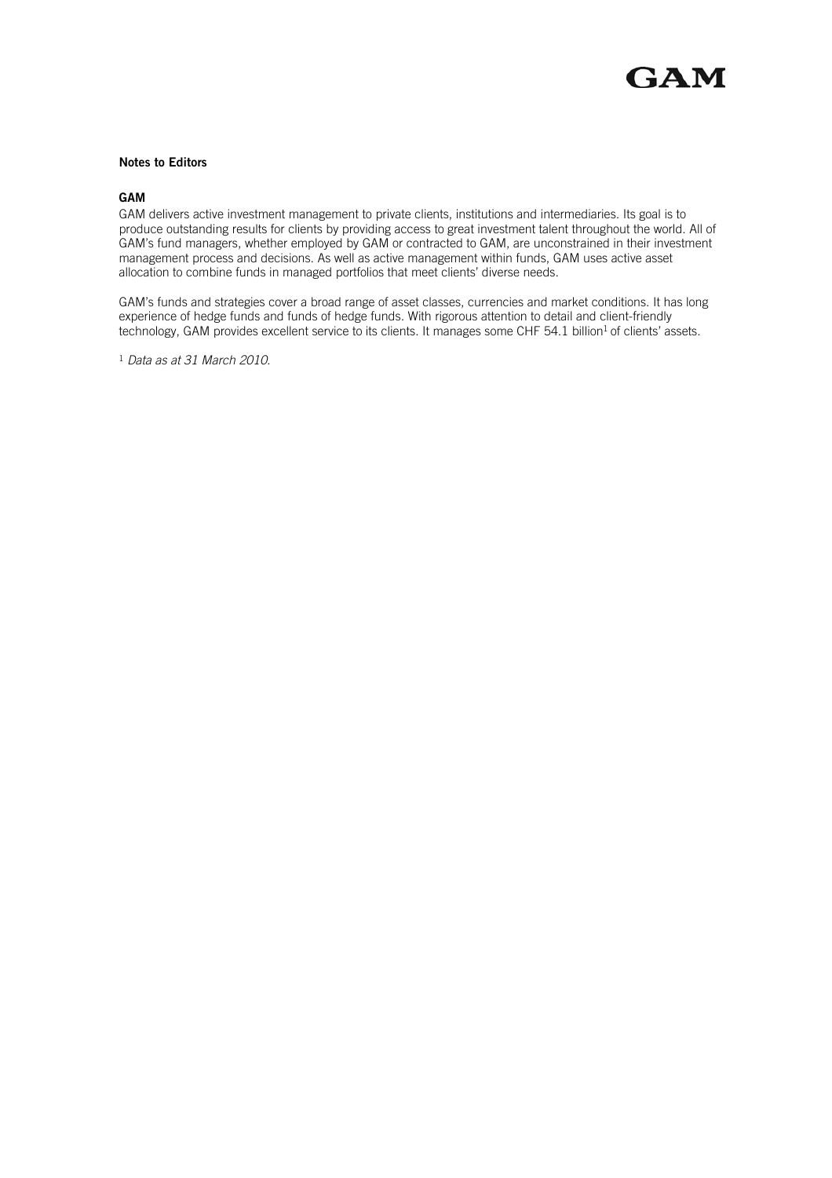**Notes to Editors**

**GAM**

GAM delivers active investment management to private clients, institutions and intermediaries. Its goal is to produce outstanding results for clients by providing access to great investment talent throughout the world. All of GAM's fund managers, whether employed by GAM or contracted to GAM, are unconstrained in their investment management process and decisions. As well as active management within funds, GAM uses active asset allocation to combine funds in managed portfolios that meet clients' diverse needs.

GAM's funds and strategies cover a broad range of asset classes, currencies and market conditions. It has long experience of hedge funds and funds of hedge funds. With rigorous attention to detail and client-friendly technology, GAM provides excellent service to its clients. It manages some CHF 54.1 billion[1] of clients' assets.

[1] *Data as at 31 March 2010.*